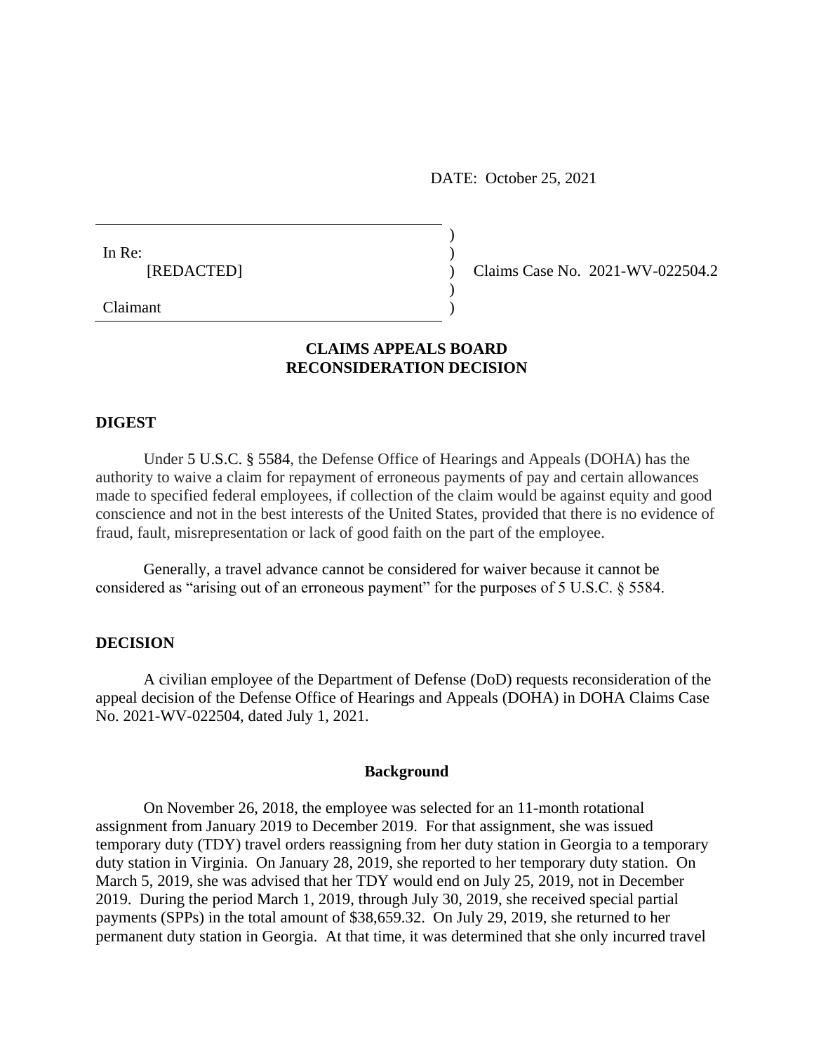DATE: October 25, 2021

In Re:
[REDACTED]

Claimant

Claims Case No. 2021-WV-022504.2

## CLAIMS APPEALS BOARD
## RECONSIDERATION DECISION

### DIGEST

Under 5 U.S.C. § 5584, the Defense Office of Hearings and Appeals (DOHA) has the authority to waive a claim for repayment of erroneous payments of pay and certain allowances made to specified federal employees, if collection of the claim would be against equity and good conscience and not in the best interests of the United States, provided that there is no evidence of fraud, fault, misrepresentation or lack of good faith on the part of the employee.

Generally, a travel advance cannot be considered for waiver because it cannot be considered as "arising out of an erroneous payment" for the purposes of 5 U.S.C. § 5584.

### DECISION

A civilian employee of the Department of Defense (DoD) requests reconsideration of the appeal decision of the Defense Office of Hearings and Appeals (DOHA) in DOHA Claims Case No. 2021-WV-022504, dated July 1, 2021.

#### Background

On November 26, 2018, the employee was selected for an 11-month rotational assignment from January 2019 to December 2019. For that assignment, she was issued temporary duty (TDY) travel orders reassigning from her duty station in Georgia to a temporary duty station in Virginia. On January 28, 2019, she reported to her temporary duty station. On March 5, 2019, she was advised that her TDY would end on July 25, 2019, not in December 2019. During the period March 1, 2019, through July 30, 2019, she received special partial payments (SPPs) in the total amount of $38,659.32. On July 29, 2019, she returned to her permanent duty station in Georgia. At that time, it was determined that she only incurred travel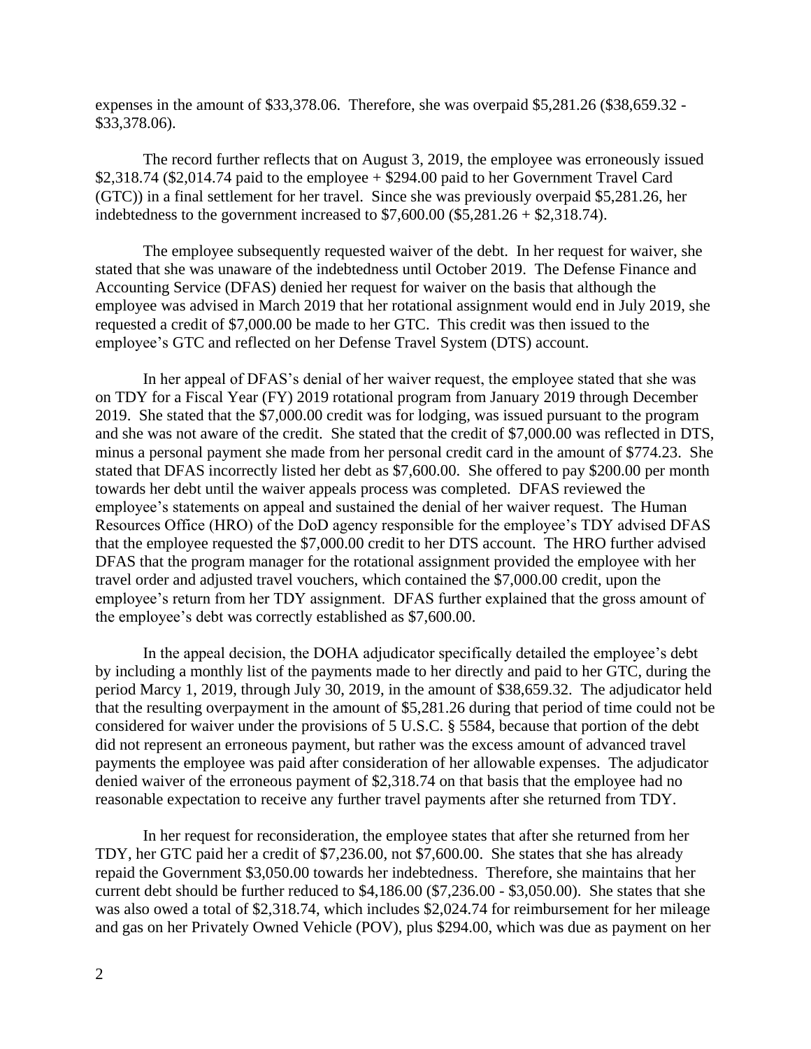expenses in the amount of $33,378.06. Therefore, she was overpaid $5,281.26 ($38,659.32 - $33,378.06).

The record further reflects that on August 3, 2019, the employee was erroneously issued $2,318.74 ($2,014.74 paid to the employee + $294.00 paid to her Government Travel Card (GTC)) in a final settlement for her travel. Since she was previously overpaid $5,281.26, her indebtedness to the government increased to $7,600.00 ($5,281.26 + $2,318.74).

The employee subsequently requested waiver of the debt. In her request for waiver, she stated that she was unaware of the indebtedness until October 2019. The Defense Finance and Accounting Service (DFAS) denied her request for waiver on the basis that although the employee was advised in March 2019 that her rotational assignment would end in July 2019, she requested a credit of $7,000.00 be made to her GTC. This credit was then issued to the employee's GTC and reflected on her Defense Travel System (DTS) account.

In her appeal of DFAS's denial of her waiver request, the employee stated that she was on TDY for a Fiscal Year (FY) 2019 rotational program from January 2019 through December 2019. She stated that the $7,000.00 credit was for lodging, was issued pursuant to the program and she was not aware of the credit. She stated that the credit of $7,000.00 was reflected in DTS, minus a personal payment she made from her personal credit card in the amount of $774.23. She stated that DFAS incorrectly listed her debt as $7,600.00. She offered to pay $200.00 per month towards her debt until the waiver appeals process was completed. DFAS reviewed the employee's statements on appeal and sustained the denial of her waiver request. The Human Resources Office (HRO) of the DoD agency responsible for the employee's TDY advised DFAS that the employee requested the $7,000.00 credit to her DTS account. The HRO further advised DFAS that the program manager for the rotational assignment provided the employee with her travel order and adjusted travel vouchers, which contained the $7,000.00 credit, upon the employee's return from her TDY assignment. DFAS further explained that the gross amount of the employee's debt was correctly established as $7,600.00.

In the appeal decision, the DOHA adjudicator specifically detailed the employee's debt by including a monthly list of the payments made to her directly and paid to her GTC, during the period Marcy 1, 2019, through July 30, 2019, in the amount of $38,659.32. The adjudicator held that the resulting overpayment in the amount of $5,281.26 during that period of time could not be considered for waiver under the provisions of 5 U.S.C. § 5584, because that portion of the debt did not represent an erroneous payment, but rather was the excess amount of advanced travel payments the employee was paid after consideration of her allowable expenses. The adjudicator denied waiver of the erroneous payment of $2,318.74 on that basis that the employee had no reasonable expectation to receive any further travel payments after she returned from TDY.

In her request for reconsideration, the employee states that after she returned from her TDY, her GTC paid her a credit of $7,236.00, not $7,600.00. She states that she has already repaid the Government $3,050.00 towards her indebtedness. Therefore, she maintains that her current debt should be further reduced to $4,186.00 ($7,236.00 - $3,050.00). She states that she was also owed a total of $2,318.74, which includes $2,024.74 for reimbursement for her mileage and gas on her Privately Owned Vehicle (POV), plus $294.00, which was due as payment on her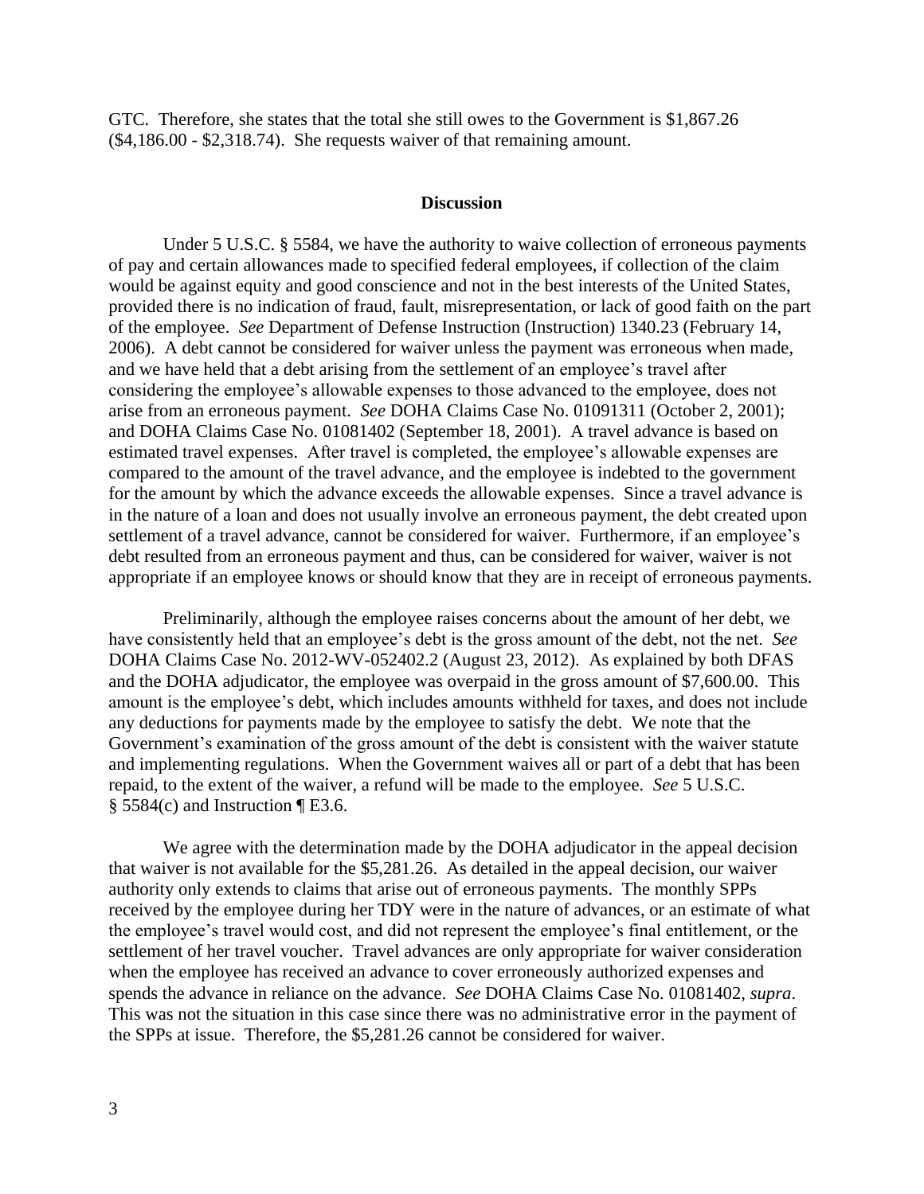GTC. Therefore, she states that the total she still owes to the Government is $1,867.26 ($4,186.00 - $2,318.74). She requests waiver of that remaining amount.

## Discussion

Under 5 U.S.C. § 5584, we have the authority to waive collection of erroneous payments of pay and certain allowances made to specified federal employees, if collection of the claim would be against equity and good conscience and not in the best interests of the United States, provided there is no indication of fraud, fault, misrepresentation, or lack of good faith on the part of the employee. *See* Department of Defense Instruction (Instruction) 1340.23 (February 14, 2006). A debt cannot be considered for waiver unless the payment was erroneous when made, and we have held that a debt arising from the settlement of an employee's travel after considering the employee's allowable expenses to those advanced to the employee, does not arise from an erroneous payment. *See* DOHA Claims Case No. 01091311 (October 2, 2001); and DOHA Claims Case No. 01081402 (September 18, 2001). A travel advance is based on estimated travel expenses. After travel is completed, the employee's allowable expenses are compared to the amount of the travel advance, and the employee is indebted to the government for the amount by which the advance exceeds the allowable expenses. Since a travel advance is in the nature of a loan and does not usually involve an erroneous payment, the debt created upon settlement of a travel advance, cannot be considered for waiver. Furthermore, if an employee's debt resulted from an erroneous payment and thus, can be considered for waiver, waiver is not appropriate if an employee knows or should know that they are in receipt of erroneous payments.

Preliminarily, although the employee raises concerns about the amount of her debt, we have consistently held that an employee's debt is the gross amount of the debt, not the net. *See* DOHA Claims Case No. 2012-WV-052402.2 (August 23, 2012). As explained by both DFAS and the DOHA adjudicator, the employee was overpaid in the gross amount of $7,600.00. This amount is the employee's debt, which includes amounts withheld for taxes, and does not include any deductions for payments made by the employee to satisfy the debt. We note that the Government's examination of the gross amount of the debt is consistent with the waiver statute and implementing regulations. When the Government waives all or part of a debt that has been repaid, to the extent of the waiver, a refund will be made to the employee. *See* 5 U.S.C. § 5584(c) and Instruction ¶ E3.6.

We agree with the determination made by the DOHA adjudicator in the appeal decision that waiver is not available for the $5,281.26. As detailed in the appeal decision, our waiver authority only extends to claims that arise out of erroneous payments. The monthly SPPs received by the employee during her TDY were in the nature of advances, or an estimate of what the employee's travel would cost, and did not represent the employee's final entitlement, or the settlement of her travel voucher. Travel advances are only appropriate for waiver consideration when the employee has received an advance to cover erroneously authorized expenses and spends the advance in reliance on the advance. *See* DOHA Claims Case No. 01081402, *supra*. This was not the situation in this case since there was no administrative error in the payment of the SPPs at issue. Therefore, the $5,281.26 cannot be considered for waiver.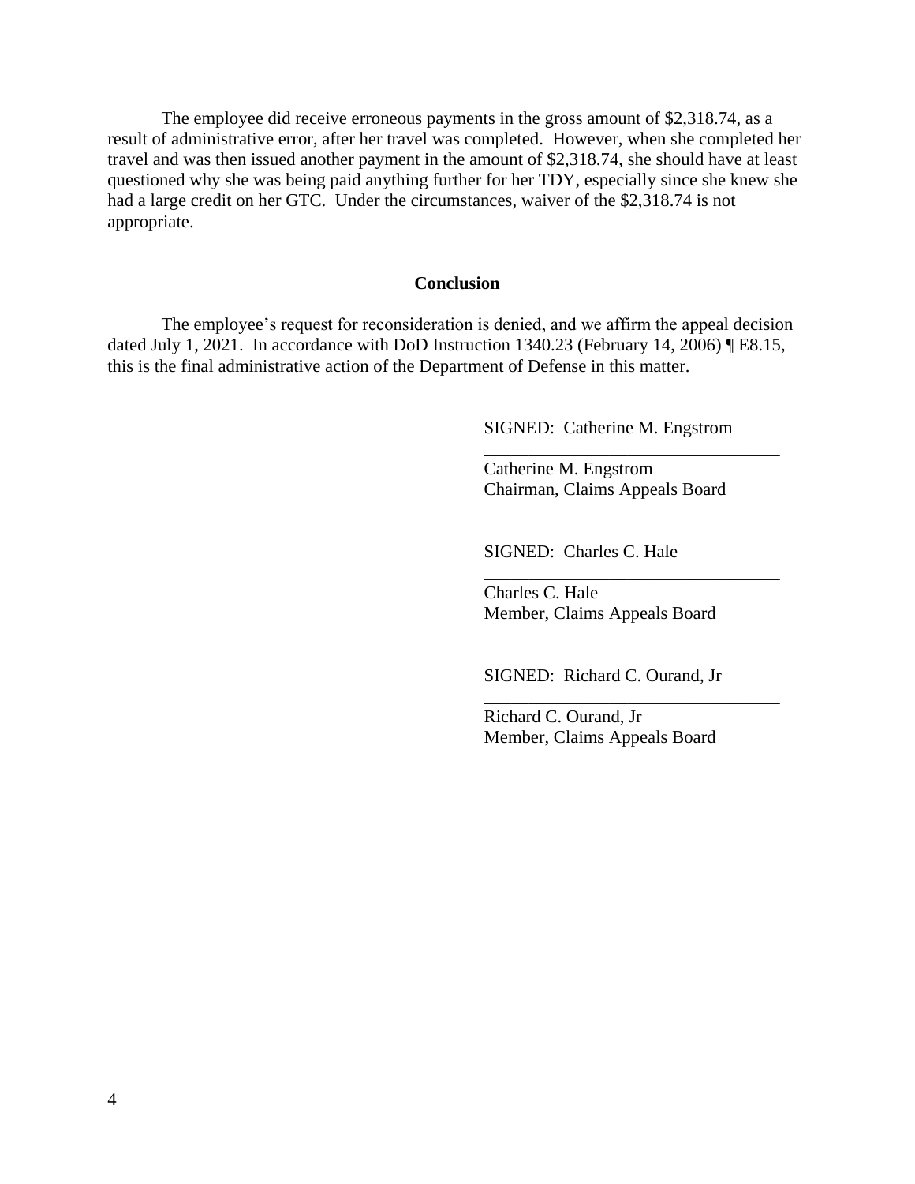The employee did receive erroneous payments in the gross amount of $2,318.74, as a result of administrative error, after her travel was completed. However, when she completed her travel and was then issued another payment in the amount of $2,318.74, she should have at least questioned why she was being paid anything further for her TDY, especially since she knew she had a large credit on her GTC. Under the circumstances, waiver of the $2,318.74 is not appropriate.

## Conclusion

The employee's request for reconsideration is denied, and we affirm the appeal decision dated July 1, 2021. In accordance with DoD Instruction 1340.23 (February 14, 2006) ¶ E8.15, this is the final administrative action of the Department of Defense in this matter.

SIGNED: Catherine M. Engstrom

\_\_\_\_\_\_\_\_\_\_\_\_\_\_\_\_\_\_\_\_\_\_\_\_\_\_\_\_\_\_\_\_\_\_

Catherine M. Engstrom
Chairman, Claims Appeals Board

SIGNED: Charles C. Hale

\_\_\_\_\_\_\_\_\_\_\_\_\_\_\_\_\_\_\_\_\_\_\_\_\_\_\_\_\_\_\_\_\_\_

Charles C. Hale
Member, Claims Appeals Board

SIGNED: Richard C. Ourand, Jr

\_\_\_\_\_\_\_\_\_\_\_\_\_\_\_\_\_\_\_\_\_\_\_\_\_\_\_\_\_\_\_\_\_\_

Richard C. Ourand, Jr
Member, Claims Appeals Board